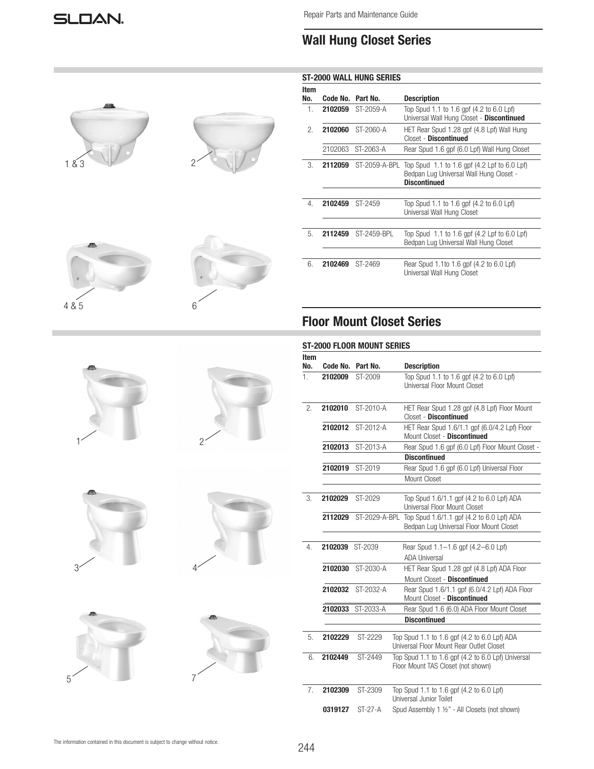## Wall Hung Closet Series

### ST-2000 WALL HUNG SERIES

| Item No. | Code No. | Part No. | Description |
|---|---|---|---|
| 1. | **2102059** | ST-2059-A | Top Spud 1.1 to 1.6 gpf (4.2 to 6.0 Lpf) Universal Wall Hung Closet - **Discontinued** |
| 2. | **2102060** | ST-2060-A | HET Rear Spud 1.28 gpf (4.8 Lpf) Wall Hung Closet - **Discontinued** |
| | 2102063 | ST-2063-A | Rear Spud 1.6 gpf (6.0 Lpf) Wall Hung Closet |
| 3. | **2112059** | ST-2059-A-BPL | Top Spud 1.1 to 1.6 gpf (4.2 Lpf to 6.0 Lpf) Bedpan Lug Universal Wall Hung Closet - **Discontinued** |
| 4. | **2102459** | ST-2459 | Top Spud 1.1 to 1.6 gpf (4.2 to 6.0 Lpf) Universal Wall Hung Closet |
| 5. | **2112459** | ST-2459-BPL | Top Spud 1.1 to 1.6 gpf (4.2 Lpf to 6.0 Lpf) Bedpan Lug Universal Wall Hung Closet |
| 6. | **2102469** | ST-2469 | Rear Spud 1.1to 1.6 gpf (4.2 to 6.0 Lpf) Universal Wall Hung Closet |

1 & 3    2    4 & 5    6

## Floor Mount Closet Series

### ST-2000 FLOOR MOUNT SERIES

| Item No. | Code No. | Part No. | Description |
|---|---|---|---|
| 1. | **2102009** | ST-2009 | Top Spud 1.1 to 1.6 gpf (4.2 to 6.0 Lpf) Universal Floor Mount Closet |
| 2. | **2102010** | ST-2010-A | HET Rear Spud 1.28 gpf (4.8 Lpf) Floor Mount Closet - **Discontinued** |
| | **2102012** | ST-2012-A | HET Rear Spud 1.6/1.1 gpf (6.0/4.2 Lpf) Floor Mount Closet - **Discontinued** |
| | **2102013** | ST-2013-A | Rear Spud 1.6 gpf (6.0 Lpf) Floor Mount Closet - **Discontinued** |
| | **2102019** | ST-2019 | Rear Spud 1.6 gpf (6.0 Lpf) Universal Floor Mount Closet |
| 3. | **2102029** | ST-2029 | Top Spud 1.6/1.1 gpf (4.2 to 6.0 Lpf) ADA Universal Floor Mount Closet |
| | **2112029** | ST-2029-A-BPL | Top Spud 1.6/1.1 gpf (4.2 to 6.0 Lpf) ADA Bedpan Lug Universal Floor Mount Closet |
| 4. | **2102039** | ST-2039 | Rear Spud 1.1–1.6 gpf (4.2–6.0 Lpf) ADA Universal |
| | **2102030** | ST-2030-A | HET Rear Spud 1.28 gpf (4.8 Lpf) ADA Floor Mount Closet - **Discontinued** |
| | **2102032** | ST-2032-A | Rear Spud 1.6/1.1 gpf (6.0/4.2 Lpf) ADA Floor Mount Closet - **Discontinued** |
| | **2102033** | ST-2033-A | Rear Spud 1.6 (6.0) ADA Floor Mount Closet **Discontinued** |
| 5. | **2102229** | ST-2229 | Top Spud 1.1 to 1.6 gpf (4.2 to 6.0 Lpf) ADA Universal Floor Mount Rear Outlet Closet |
| 6. | **2102449** | ST-2449 | Top Spud 1.1 to 1.6 gpf (4.2 to 6.0 Lpf) Universal Floor Mount TAS Closet (not shown) |
| 7. | **2102309** | ST-2309 | Top Spud 1.1 to 1.6 gpf (4.2 to 6.0 Lpf) Universal Junior Toilet |
| | **0319127** | ST-27-A | Spud Assembly 1 ½" - All Closets (not shown) |

1    2    3    4    5    7

The information contained in this document is subject to change without notice.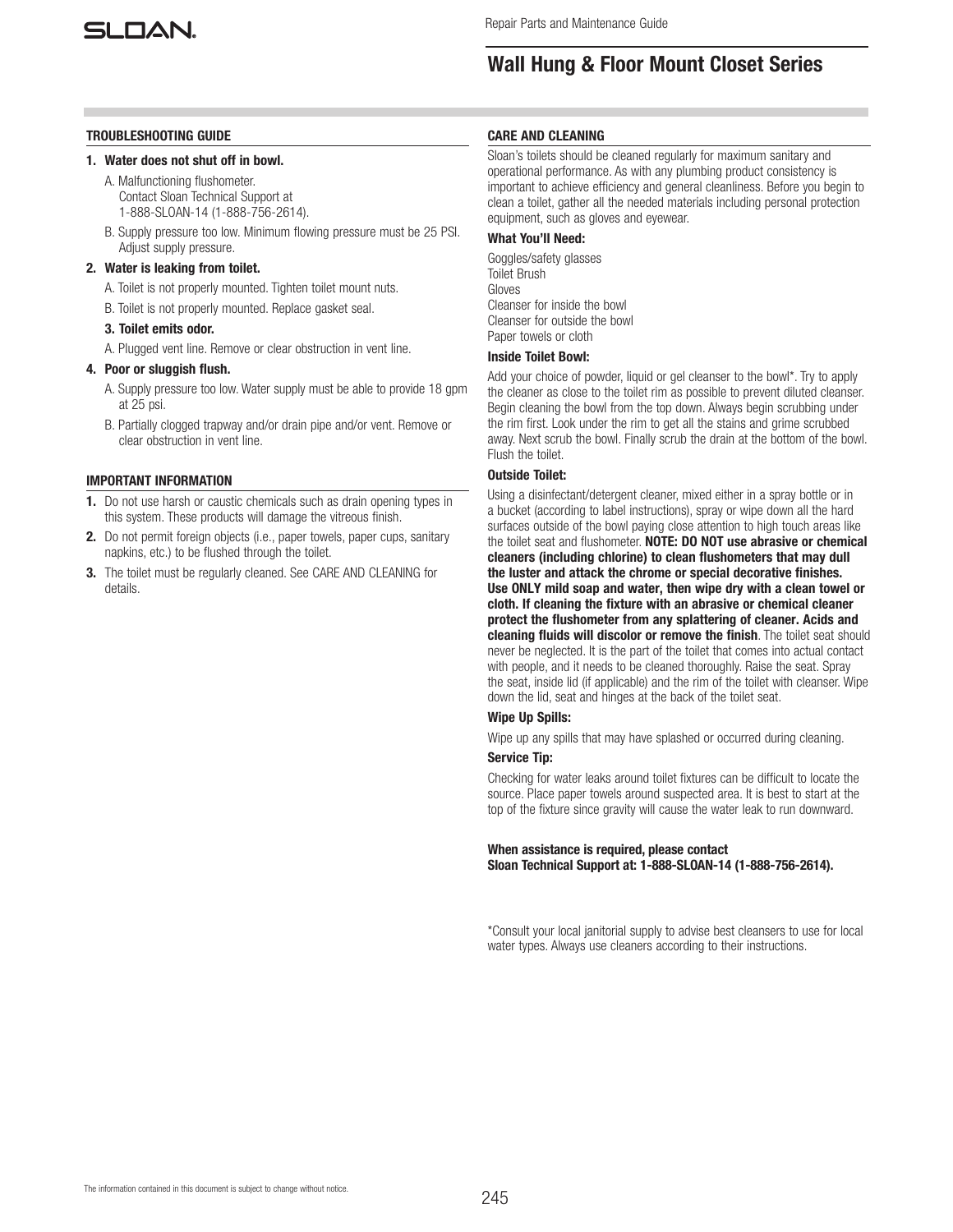# Wall Hung & Floor Mount Closet Series

## TROUBLESHOOTING GUIDE

**1. Water does not shut off in bowl.**

A. Malfunctioning flushometer. Contact Sloan Technical Support at 1-888-SLOAN-14 (1-888-756-2614).

B. Supply pressure too low. Minimum flowing pressure must be 25 PSI. Adjust supply pressure.

**2. Water is leaking from toilet.**

A. Toilet is not properly mounted. Tighten toilet mount nuts.

B. Toilet is not properly mounted. Replace gasket seal.

**3. Toilet emits odor.**

A. Plugged vent line. Remove or clear obstruction in vent line.

**4. Poor or sluggish flush.**

A. Supply pressure too low. Water supply must be able to provide 18 gpm at 25 psi.

B. Partially clogged trapway and/or drain pipe and/or vent. Remove or clear obstruction in vent line.

## IMPORTANT INFORMATION

1. Do not use harsh or caustic chemicals such as drain opening types in this system. These products will damage the vitreous finish.
2. Do not permit foreign objects (i.e., paper towels, paper cups, sanitary napkins, etc.) to be flushed through the toilet.
3. The toilet must be regularly cleaned. See CARE AND CLEANING for details.

## CARE AND CLEANING

Sloan's toilets should be cleaned regularly for maximum sanitary and operational performance. As with any plumbing product consistency is important to achieve efficiency and general cleanliness. Before you begin to clean a toilet, gather all the needed materials including personal protection equipment, such as gloves and eyewear.

### What You'll Need:

Goggles/safety glasses
Toilet Brush
Gloves
Cleanser for inside the bowl
Cleanser for outside the bowl
Paper towels or cloth

### Inside Toilet Bowl:

Add your choice of powder, liquid or gel cleanser to the bowl*. Try to apply the cleaner as close to the toilet rim as possible to prevent diluted cleanser. Begin cleaning the bowl from the top down. Always begin scrubbing under the rim first. Look under the rim to get all the stains and grime scrubbed away. Next scrub the bowl. Finally scrub the drain at the bottom of the bowl. Flush the toilet.

### Outside Toilet:

Using a disinfectant/detergent cleaner, mixed either in a spray bottle or in a bucket (according to label instructions), spray or wipe down all the hard surfaces outside of the bowl paying close attention to high touch areas like the toilet seat and flushometer. **NOTE: DO NOT use abrasive or chemical cleaners (including chlorine) to clean flushometers that may dull the luster and attack the chrome or special decorative finishes. Use ONLY mild soap and water, then wipe dry with a clean towel or cloth. If cleaning the fixture with an abrasive or chemical cleaner protect the flushometer from any splattering of cleaner. Acids and cleaning fluids will discolor or remove the finish**. The toilet seat should never be neglected. It is the part of the toilet that comes into actual contact with people, and it needs to be cleaned thoroughly. Raise the seat. Spray the seat, inside lid (if applicable) and the rim of the toilet with cleanser. Wipe down the lid, seat and hinges at the back of the toilet seat.

### Wipe Up Spills:

Wipe up any spills that may have splashed or occurred during cleaning.

### Service Tip:

Checking for water leaks around toilet fixtures can be difficult to locate the source. Place paper towels around suspected area. It is best to start at the top of the fixture since gravity will cause the water leak to run downward.

**When assistance is required, please contact Sloan Technical Support at: 1-888-SLOAN-14 (1-888-756-2614).**

*Consult your local janitorial supply to advise best cleansers to use for local water types. Always use cleaners according to their instructions.

The information contained in this document is subject to change without notice.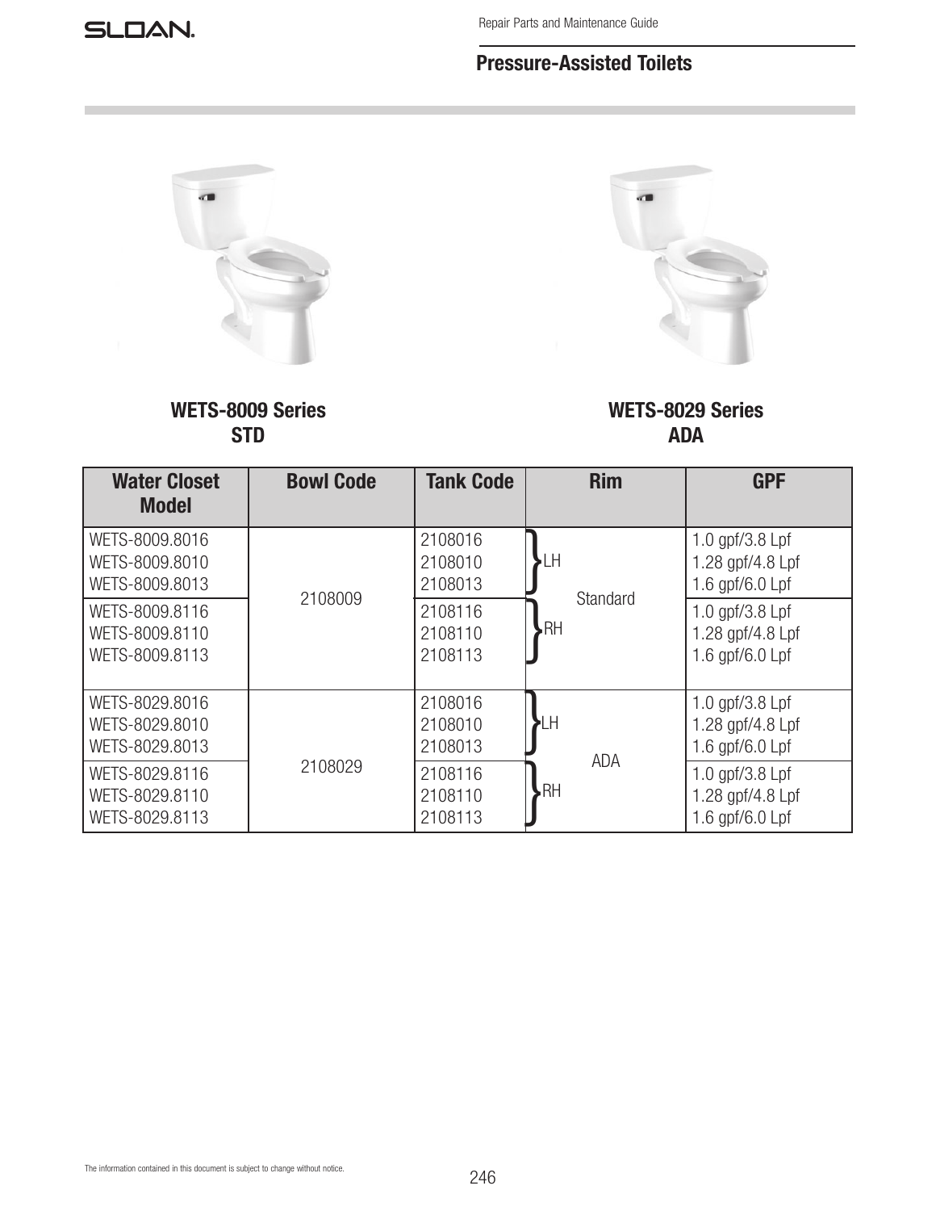# Pressure-Assisted Toilets

**WETS-8009 Series**
**STD**

**WETS-8029 Series**
**ADA**

| Water Closet Model | Bowl Code | Tank Code | Rim | GPF |
|---|---|---|---|---|
| WETS-8009.8016<br>WETS-8009.8010<br>WETS-8009.8013 | 2108009 | 2108016<br>2108010<br>2108013 | LH<br>Standard | 1.0 gpf/3.8 Lpf<br>1.28 gpf/4.8 Lpf<br>1.6 gpf/6.0 Lpf |
| WETS-8009.8116<br>WETS-8009.8110<br>WETS-8009.8113 | | 2108116<br>2108110<br>2108113 | RH | 1.0 gpf/3.8 Lpf<br>1.28 gpf/4.8 Lpf<br>1.6 gpf/6.0 Lpf |
| WETS-8029.8016<br>WETS-8029.8010<br>WETS-8029.8013 | 2108029 | 2108016<br>2108010<br>2108013 | LH<br>ADA | 1.0 gpf/3.8 Lpf<br>1.28 gpf/4.8 Lpf<br>1.6 gpf/6.0 Lpf |
| WETS-8029.8116<br>WETS-8029.8110<br>WETS-8029.8113 | | 2108116<br>2108110<br>2108113 | RH | 1.0 gpf/3.8 Lpf<br>1.28 gpf/4.8 Lpf<br>1.6 gpf/6.0 Lpf |

The information contained in this document is subject to change without notice.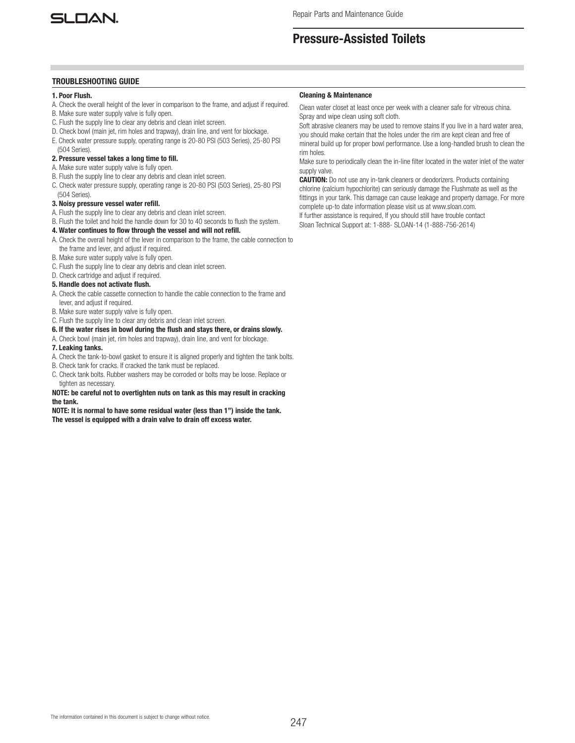# Pressure-Assisted Toilets

## TROUBLESHOOTING GUIDE

**1. Poor Flush.**

A. Check the overall height of the lever in comparison to the frame, and adjust if required.
B. Make sure water supply valve is fully open.
C. Flush the supply line to clear any debris and clean inlet screen.
D. Check bowl (main jet, rim holes and trapway), drain line, and vent for blockage.
E. Check water pressure supply, operating range is 20-80 PSI (503 Series), 25-80 PSI (504 Series).

**2. Pressure vessel takes a long time to fill.**

A. Make sure water supply valve is fully open.
B. Flush the supply line to clear any debris and clean inlet screen.
C. Check water pressure supply, operating range is 20-80 PSI (503 Series), 25-80 PSI (504 Series).

**3. Noisy pressure vessel water refill.**

A. Flush the supply line to clear any debris and clean inlet screen.
B. Flush the toilet and hold the handle down for 30 to 40 seconds to flush the system.

**4. Water continues to flow through the vessel and will not refill.**

A. Check the overall height of the lever in comparison to the frame, the cable connection to the frame and lever, and adjust if required.
B. Make sure water supply valve is fully open.
C. Flush the supply line to clear any debris and clean inlet screen.
D. Check cartridge and adjust if required.

**5. Handle does not activate flush.**

A. Check the cable cassette connection to handle the cable connection to the frame and lever, and adjust if required.
B. Make sure water supply valve is fully open.
C. Flush the supply line to clear any debris and clean inlet screen.

**6. If the water rises in bowl during the flush and stays there, or drains slowly.**

A. Check bowl (main jet, rim holes and trapway), drain line, and vent for blockage.

**7. Leaking tanks.**

A. Check the tank-to-bowl gasket to ensure it is aligned properly and tighten the tank bolts.
B. Check tank for cracks. If cracked the tank must be replaced.
C. Check tank bolts. Rubber washers may be corroded or bolts may be loose. Replace or tighten as necessary.

**NOTE: be careful not to overtighten nuts on tank as this may result in cracking the tank.**

**NOTE: It is normal to have some residual water (less than 1") inside the tank. The vessel is equipped with a drain valve to drain off excess water.**

### Cleaning & Maintenance

Clean water closet at least once per week with a cleaner safe for vitreous china. Spray and wipe clean using soft cloth.

Soft abrasive cleaners may be used to remove stains If you live in a hard water area, you should make certain that the holes under the rim are kept clean and free of mineral build up for proper bowl performance. Use a long-handled brush to clean the rim holes.

Make sure to periodically clean the in-line filter located in the water inlet of the water supply valve.

**CAUTION:** Do not use any in-tank cleaners or deodorizers. Products containing chlorine (calcium hypochlorite) can seriously damage the Flushmate as well as the fittings in your tank. This damage can cause leakage and property damage. For more complete up-to date information please visit us at www.sloan.com.

If further assistance is required, If you should still have trouble contact Sloan Technical Support at: 1-888- SLOAN-14 (1-888-756-2614)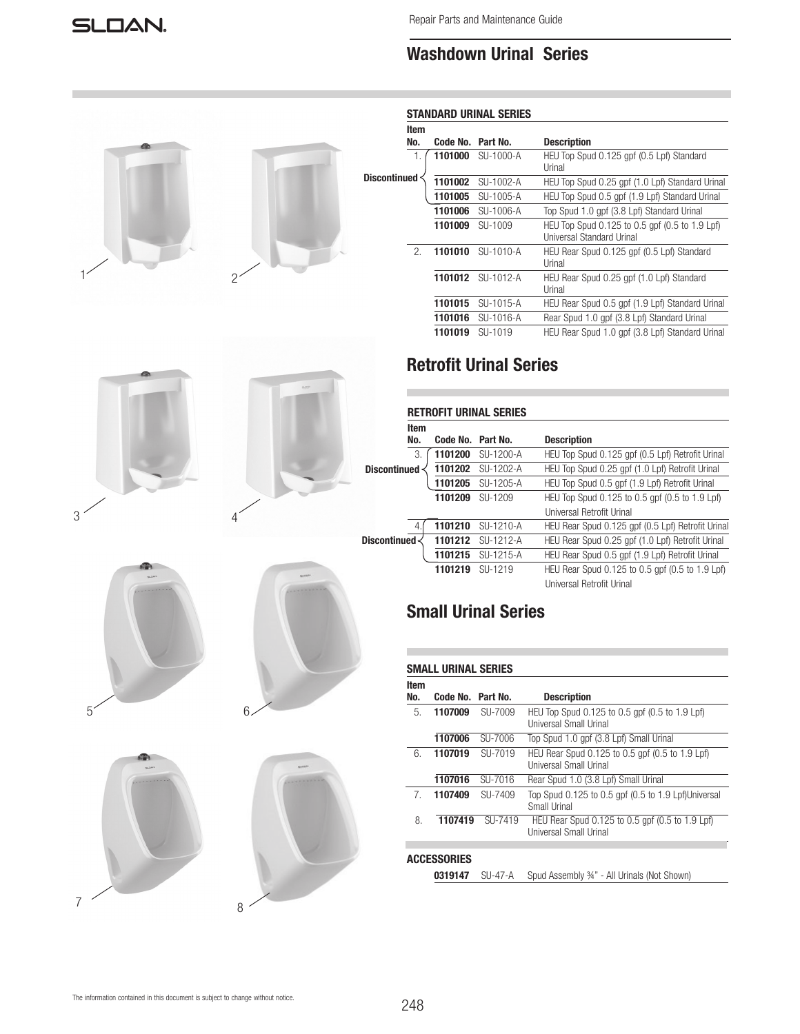# Washdown Urinal Series

**STANDARD URINAL SERIES**

| Item No. | Code No. | Part No. | Description |
|---|---|---|---|
| 1. | **1101000** | SU-1000-A | HEU Top Spud 0.125 gpf (0.5 Lpf) Standard Urinal |
| Discontinued | **1101002** | SU-1002-A | HEU Top Spud 0.25 gpf (1.0 Lpf) Standard Urinal |
| | **1101005** | SU-1005-A | HEU Top Spud 0.5 gpf (1.9 Lpf) Standard Urinal |
| | **1101006** | SU-1006-A | Top Spud 1.0 gpf (3.8 Lpf) Standard Urinal |
| | **1101009** | SU-1009 | HEU Top Spud 0.125 to 0.5 gpf (0.5 to 1.9 Lpf) Universal Standard Urinal |
| 2. | **1101010** | SU-1010-A | HEU Rear Spud 0.125 gpf (0.5 Lpf) Standard Urinal |
| | **1101012** | SU-1012-A | HEU Rear Spud 0.25 gpf (1.0 Lpf) Standard Urinal |
| | **1101015** | SU-1015-A | HEU Rear Spud 0.5 gpf (1.9 Lpf) Standard Urinal |
| | **1101016** | SU-1016-A | Rear Spud 1.0 gpf (3.8 Lpf) Standard Urinal |
| | **1101019** | SU-1019 | HEU Rear Spud 1.0 gpf (3.8 Lpf) Standard Urinal |

## Retrofit Urinal Series

**RETROFIT URINAL SERIES**

| Item No. | Code No. | Part No. | Description |
|---|---|---|---|
| 3. | **1101200** | SU-1200-A | HEU Top Spud 0.125 gpf (0.5 Lpf) Retrofit Urinal |
| Discontinued | **1101202** | SU-1202-A | HEU Top Spud 0.25 gpf (1.0 Lpf) Retrofit Urinal |
| | **1101205** | SU-1205-A | HEU Top Spud 0.5 gpf (1.9 Lpf) Retrofit Urinal |
| | **1101209** | SU-1209 | HEU Top Spud 0.125 to 0.5 gpf (0.5 to 1.9 Lpf) Universal Retrofit Urinal |
| 4. | **1101210** | SU-1210-A | HEU Rear Spud 0.125 gpf (0.5 Lpf) Retrofit Urinal |
| Discontinued | **1101212** | SU-1212-A | HEU Rear Spud 0.25 gpf (1.0 Lpf) Retrofit Urinal |
| | **1101215** | SU-1215-A | HEU Rear Spud 0.5 gpf (1.9 Lpf) Retrofit Urinal |
| | **1101219** | SU-1219 | HEU Rear Spud 0.125 to 0.5 gpf (0.5 to 1.9 Lpf) Universal Retrofit Urinal |

## Small Urinal Series

**SMALL URINAL SERIES**

| Item No. | Code No. | Part No. | Description |
|---|---|---|---|
| 5. | **1107009** | SU-7009 | HEU Top Spud 0.125 to 0.5 gpf (0.5 to 1.9 Lpf) Universal Small Urinal |
| | **1107006** | SU-7006 | Top Spud 1.0 gpf (3.8 Lpf) Small Urinal |
| 6. | **1107019** | SU-7019 | HEU Rear Spud 0.125 to 0.5 gpf (0.5 to 1.9 Lpf) Universal Small Urinal |
| | **1107016** | SU-7016 | Rear Spud 1.0 (3.8 Lpf) Small Urinal |
| 7. | **1107409** | SU-7409 | Top Spud 0.125 to 0.5 gpf (0.5 to 1.9 Lpf)Universal Small Urinal |
| 8. | **1107419** | SU-7419 | HEU Rear Spud 0.125 to 0.5 gpf (0.5 to 1.9 Lpf) Universal Small Urinal |

**ACCESSORIES**

| | | |
|---|---|---|
| **0319147** | SU-47-A | Spud Assembly ¾" - All Urinals (Not Shown) |

The information contained in this document is subject to change without notice.